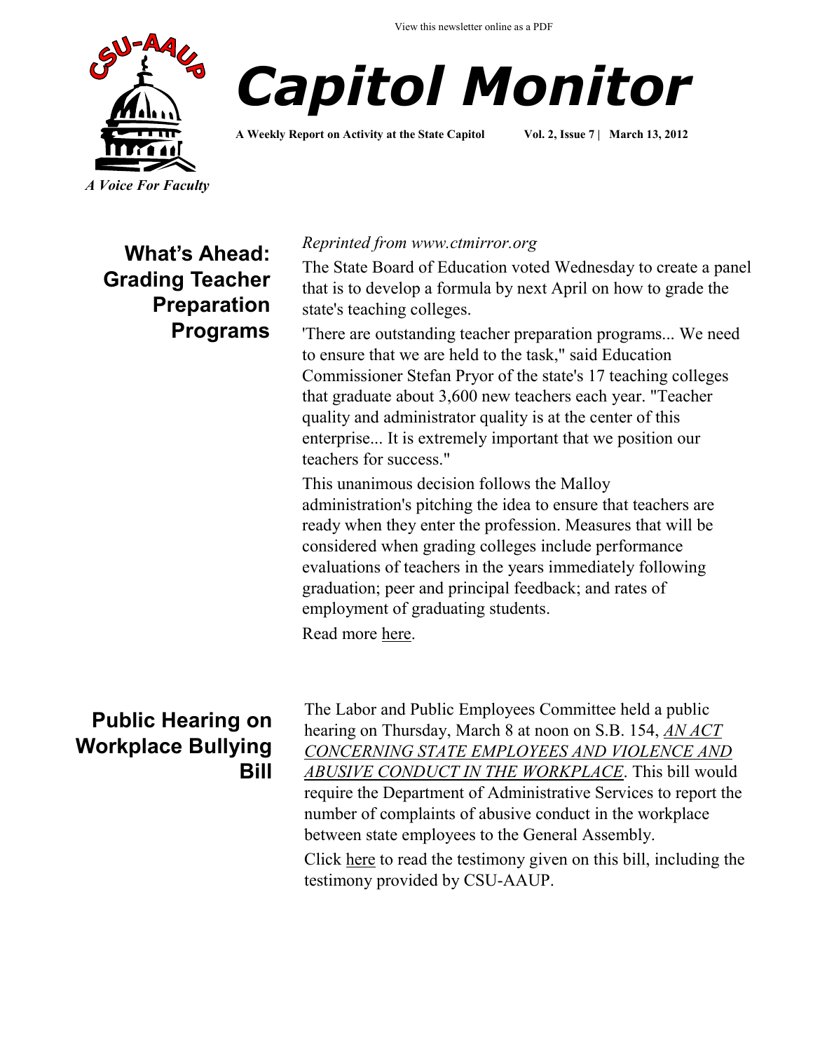View this newsletter online as a PDF

CSU-AAUP

*A Voice For Faculty*

# *Capitol Monitor*

**A Weekly Report on Activity at the State Capitol** **Vol. 2, Issue 7 | March 13, 2012**

## What's Ahead: Grading Teacher Preparation Programs

*Reprinted from www.ctmirror.org*

The State Board of Education voted Wednesday to create a panel that is to develop a formula by next April on how to grade the state's teaching colleges.

'There are outstanding teacher preparation programs... We need to ensure that we are held to the task," said Education Commissioner Stefan Pryor of the state's 17 teaching colleges that graduate about 3,600 new teachers each year. "Teacher quality and administrator quality is at the center of this enterprise... It is extremely important that we position our teachers for success."

This unanimous decision follows the Malloy administration's pitching the idea to ensure that teachers are ready when they enter the profession. Measures that will be considered when grading colleges include performance evaluations of teachers in the years immediately following graduation; peer and principal feedback; and rates of employment of graduating students.

Read more here.

## Public Hearing on Workplace Bullying Bill

The Labor and Public Employees Committee held a public hearing on Thursday, March 8 at noon on S.B. 154, *AN ACT CONCERNING STATE EMPLOYEES AND VIOLENCE AND ABUSIVE CONDUCT IN THE WORKPLACE*. This bill would require the Department of Administrative Services to report the number of complaints of abusive conduct in the workplace between state employees to the General Assembly.

Click here to read the testimony given on this bill, including the testimony provided by CSU-AAUP.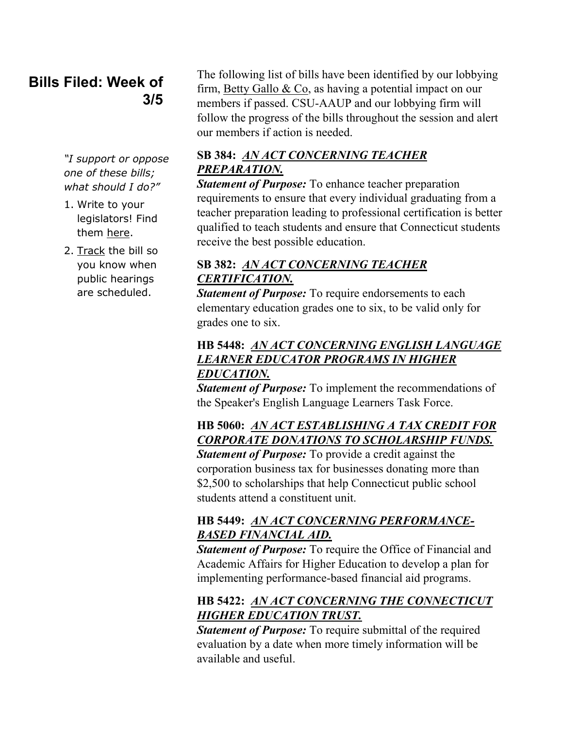## Bills Filed: Week of 3/5

*"I support or oppose one of these bills; what should I do?"*

1. Write to your legislators! Find them here.
2. Track the bill so you know when public hearings are scheduled.

The following list of bills have been identified by our lobbying firm, Betty Gallo & Co, as having a potential impact on our members if passed. CSU-AAUP and our lobbying firm will follow the progress of the bills throughout the session and alert our members if action is needed.

**SB 384:** ***AN ACT CONCERNING TEACHER PREPARATION.***
***Statement of Purpose:*** To enhance teacher preparation requirements to ensure that every individual graduating from a teacher preparation leading to professional certification is better qualified to teach students and ensure that Connecticut students receive the best possible education.

**SB 382:** ***AN ACT CONCERNING TEACHER CERTIFICATION.***
***Statement of Purpose:*** To require endorsements to each elementary education grades one to six, to be valid only for grades one to six.

**HB 5448:** ***AN ACT CONCERNING ENGLISH LANGUAGE LEARNER EDUCATOR PROGRAMS IN HIGHER EDUCATION.***
***Statement of Purpose:*** To implement the recommendations of the Speaker's English Language Learners Task Force.

**HB 5060:** ***AN ACT ESTABLISHING A TAX CREDIT FOR CORPORATE DONATIONS TO SCHOLARSHIP FUNDS.***
***Statement of Purpose:*** To provide a credit against the corporation business tax for businesses donating more than $2,500 to scholarships that help Connecticut public school students attend a constituent unit.

**HB 5449:** ***AN ACT CONCERNING PERFORMANCE-BASED FINANCIAL AID.***
***Statement of Purpose:*** To require the Office of Financial and Academic Affairs for Higher Education to develop a plan for implementing performance-based financial aid programs.

**HB 5422:** ***AN ACT CONCERNING THE CONNECTICUT HIGHER EDUCATION TRUST.***
***Statement of Purpose:*** To require submittal of the required evaluation by a date when more timely information will be available and useful.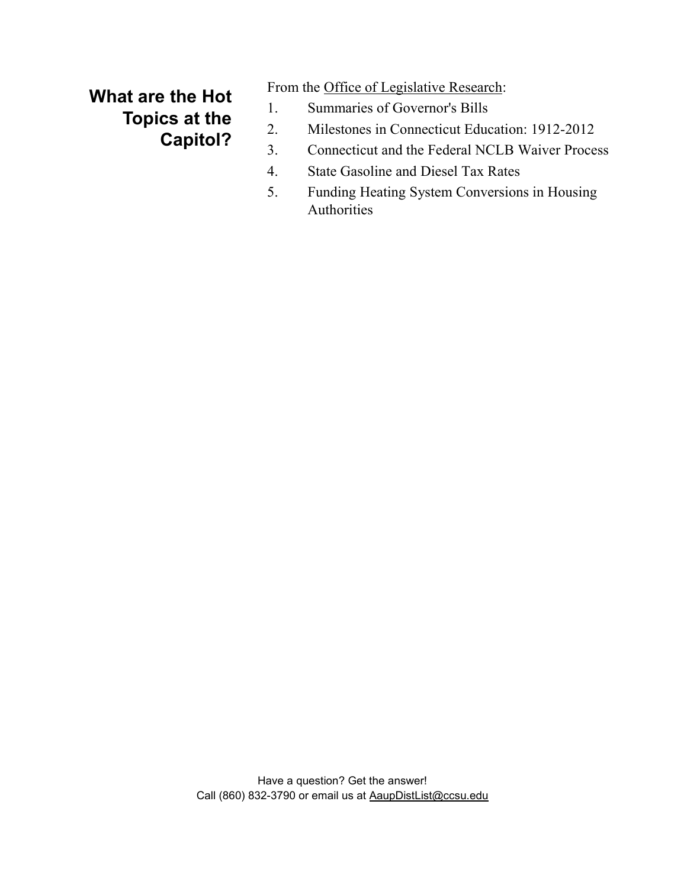## What are the Hot Topics at the Capitol?

From the Office of Legislative Research:

1. Summaries of Governor's Bills
2. Milestones in Connecticut Education: 1912-2012
3. Connecticut and the Federal NCLB Waiver Process
4. State Gasoline and Diesel Tax Rates
5. Funding Heating System Conversions in Housing Authorities

Have a question? Get the answer!
Call (860) 832-3790 or email us at AaupDistList@ccsu.edu